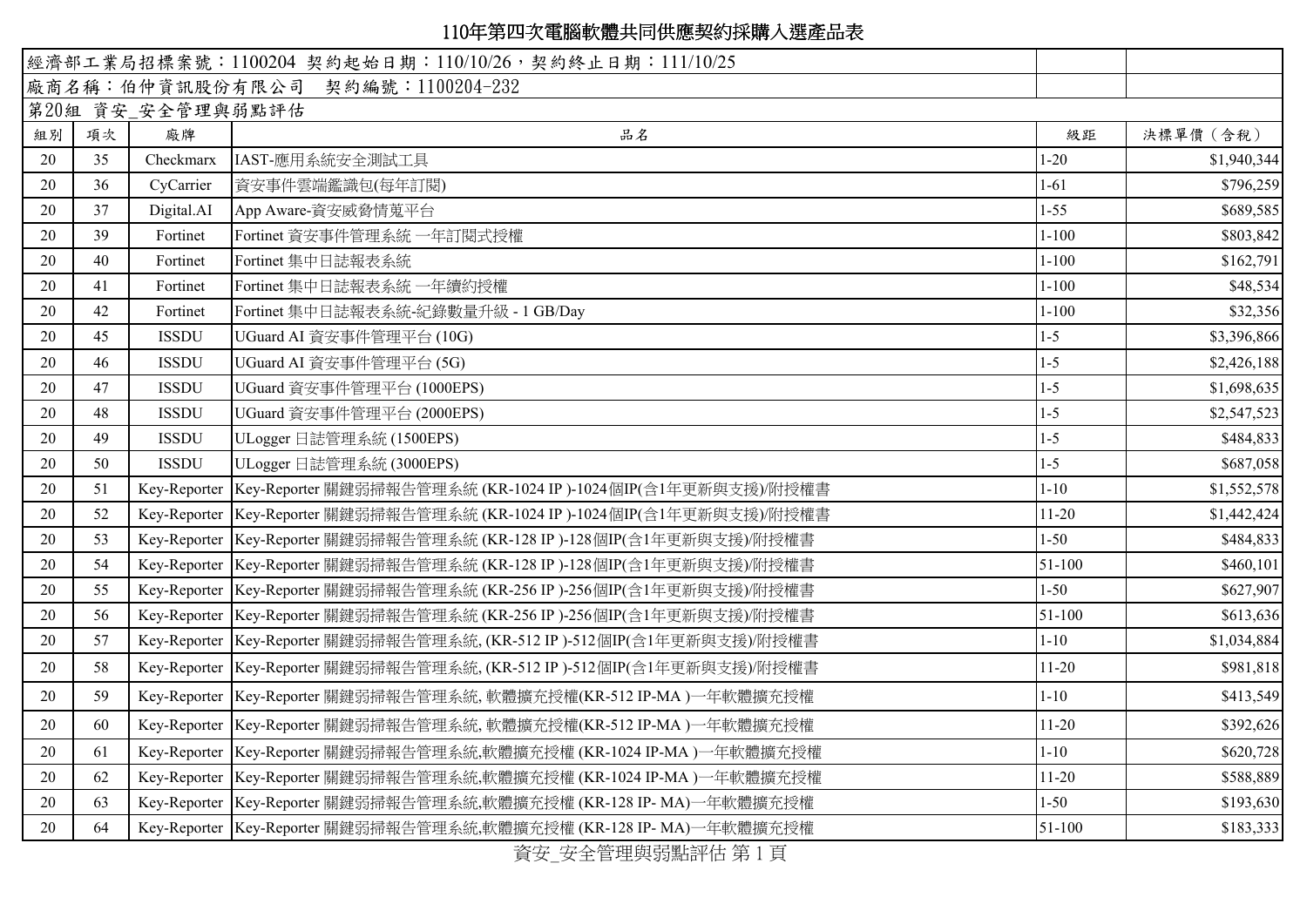# 110年第四次電腦軟體共同供應契約採購入選產品表

| 經濟部工業局招標案號：1100204 契約起始日期：110/10/26，契約終止日期：111/10/25 | | | | | |
|---|---|---|---|---|---|
| 廠商名稱：伯仲資訊股份有限公司 契約編號：1100204-232 | | | | | |
| 第20組 資安_安全管理與弱點評估 | | | | | |
| 組別 | 項次 | 廠牌 | 品名 | 級距 | 決標單價(含稅) |
| 20 | 35 | Checkmarx | IAST-應用系統安全測試工具 | 1-20 | $1,940,344 |
| 20 | 36 | CyCarrier | 資安事件雲端鑑識包(每年訂閱) | 1-61 | $796,259 |
| 20 | 37 | Digital.AI | App Aware-資安威脅情蒐平台 | 1-55 | $689,585 |
| 20 | 39 | Fortinet | Fortinet 資安事件管理系統 一年訂閱式授權 | 1-100 | $803,842 |
| 20 | 40 | Fortinet | Fortinet 集中日誌報表系統 | 1-100 | $162,791 |
| 20 | 41 | Fortinet | Fortinet 集中日誌報表系統 一年續約授權 | 1-100 | $48,534 |
| 20 | 42 | Fortinet | Fortinet 集中日誌報表系統-紀錄數量升級 - 1 GB/Day | 1-100 | $32,356 |
| 20 | 45 | ISSDU | UGuard AI 資安事件管理平台 (10G) | 1-5 | $3,396,866 |
| 20 | 46 | ISSDU | UGuard AI 資安事件管理平台 (5G) | 1-5 | $2,426,188 |
| 20 | 47 | ISSDU | UGuard 資安事件管理平台 (1000EPS) | 1-5 | $1,698,635 |
| 20 | 48 | ISSDU | UGuard 資安事件管理平台 (2000EPS) | 1-5 | $2,547,523 |
| 20 | 49 | ISSDU | ULogger 日誌管理系統 (1500EPS) | 1-5 | $484,833 |
| 20 | 50 | ISSDU | ULogger 日誌管理系統 (3000EPS) | 1-5 | $687,058 |
| 20 | 51 | Key-Reporter | Key-Reporter 關鍵弱掃報告管理系統 (KR-1024 IP )-1024個IP(含1年更新與支援)/附授權書 | 1-10 | $1,552,578 |
| 20 | 52 | Key-Reporter | Key-Reporter 關鍵弱掃報告管理系統 (KR-1024 IP )-1024個IP(含1年更新與支援)/附授權書 | 11-20 | $1,442,424 |
| 20 | 53 | Key-Reporter | Key-Reporter 關鍵弱掃報告管理系統 (KR-128 IP )-128個IP(含1年更新與支援)/附授權書 | 1-50 | $484,833 |
| 20 | 54 | Key-Reporter | Key-Reporter 關鍵弱掃報告管理系統 (KR-128 IP )-128個IP(含1年更新與支援)/附授權書 | 51-100 | $460,101 |
| 20 | 55 | Key-Reporter | Key-Reporter 關鍵弱掃報告管理系統 (KR-256 IP )-256個IP(含1年更新與支援)/附授權書 | 1-50 | $627,907 |
| 20 | 56 | Key-Reporter | Key-Reporter 關鍵弱掃報告管理系統 (KR-256 IP )-256個IP(含1年更新與支援)/附授權書 | 51-100 | $613,636 |
| 20 | 57 | Key-Reporter | Key-Reporter 關鍵弱掃報告管理系統, (KR-512 IP )-512個IP(含1年更新與支援)/附授權書 | 1-10 | $1,034,884 |
| 20 | 58 | Key-Reporter | Key-Reporter 關鍵弱掃報告管理系統, (KR-512 IP )-512個IP(含1年更新與支援)/附授權書 | 11-20 | $981,818 |
| 20 | 59 | Key-Reporter | Key-Reporter 關鍵弱掃報告管理系統, 軟體擴充授權(KR-512 IP-MA )一年軟體擴充授權 | 1-10 | $413,549 |
| 20 | 60 | Key-Reporter | Key-Reporter 關鍵弱掃報告管理系統, 軟體擴充授權(KR-512 IP-MA )一年軟體擴充授權 | 11-20 | $392,626 |
| 20 | 61 | Key-Reporter | Key-Reporter 關鍵弱掃報告管理系統,軟體擴充授權 (KR-1024 IP-MA )一年軟體擴充授權 | 1-10 | $620,728 |
| 20 | 62 | Key-Reporter | Key-Reporter 關鍵弱掃報告管理系統,軟體擴充授權 (KR-1024 IP-MA )一年軟體擴充授權 | 11-20 | $588,889 |
| 20 | 63 | Key-Reporter | Key-Reporter 關鍵弱掃報告管理系統,軟體擴充授權 (KR-128 IP- MA)一年軟體擴充授權 | 1-50 | $193,630 |
| 20 | 64 | Key-Reporter | Key-Reporter 關鍵弱掃報告管理系統,軟體擴充授權 (KR-128 IP- MA)一年軟體擴充授權 | 51-100 | $183,333 |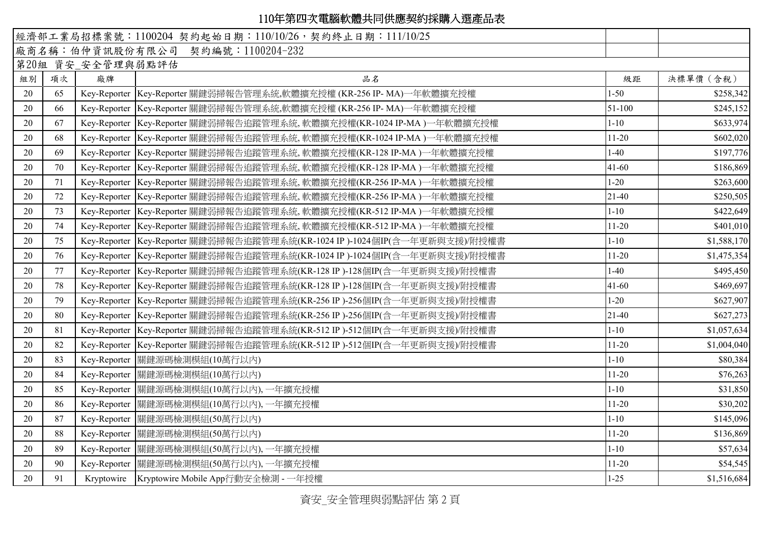# 110年第四次電腦軟體共同供應契約採購入選產品表

經濟部工業局招標案號：1100204 契約起始日期：110/10/26，契約終止日期：111/10/25

廠商名稱：伯仲資訊股份有限公司 契約編號：1100204-232

第20組 資安_安全管理與弱點評估

| 組別 | 項次 | 廠牌 | 品名 | 級距 | 決標單價（含稅） |
|---|---|---|---|---|---|
| 20 | 65 | Key-Reporter | Key-Reporter 關鍵弱掃報告管理系統,軟體擴充授權 (KR-256 IP- MA)一年軟體擴充授權 | 1-50 | $258,342 |
| 20 | 66 | Key-Reporter | Key-Reporter 關鍵弱掃報告管理系統,軟體擴充授權 (KR-256 IP- MA)一年軟體擴充授權 | 51-100 | $245,152 |
| 20 | 67 | Key-Reporter | Key-Reporter 關鍵弱掃報告追蹤管理系統, 軟體擴充授權(KR-1024 IP-MA )一年軟體擴充授權 | 1-10 | $633,974 |
| 20 | 68 | Key-Reporter | Key-Reporter 關鍵弱掃報告追蹤管理系統, 軟體擴充授權(KR-1024 IP-MA )一年軟體擴充授權 | 11-20 | $602,020 |
| 20 | 69 | Key-Reporter | Key-Reporter 關鍵弱掃報告追蹤管理系統, 軟體擴充授權(KR-128 IP-MA )一年軟體擴充授權 | 1-40 | $197,776 |
| 20 | 70 | Key-Reporter | Key-Reporter 關鍵弱掃報告追蹤管理系統, 軟體擴充授權(KR-128 IP-MA )一年軟體擴充授權 | 41-60 | $186,869 |
| 20 | 71 | Key-Reporter | Key-Reporter 關鍵弱掃報告追蹤管理系統, 軟體擴充授權(KR-256 IP-MA )一年軟體擴充授權 | 1-20 | $263,600 |
| 20 | 72 | Key-Reporter | Key-Reporter 關鍵弱掃報告追蹤管理系統, 軟體擴充授權(KR-256 IP-MA )一年軟體擴充授權 | 21-40 | $250,505 |
| 20 | 73 | Key-Reporter | Key-Reporter 關鍵弱掃報告追蹤管理系統, 軟體擴充授權(KR-512 IP-MA )一年軟體擴充授權 | 1-10 | $422,649 |
| 20 | 74 | Key-Reporter | Key-Reporter 關鍵弱掃報告追蹤管理系統, 軟體擴充授權(KR-512 IP-MA )一年軟體擴充授權 | 11-20 | $401,010 |
| 20 | 75 | Key-Reporter | Key-Reporter 關鍵弱掃報告追蹤管理系統(KR-1024 IP )-1024個IP(含一年更新與支援)/附授權書 | 1-10 | $1,588,170 |
| 20 | 76 | Key-Reporter | Key-Reporter 關鍵弱掃報告追蹤管理系統(KR-1024 IP )-1024個IP(含一年更新與支援)/附授權書 | 11-20 | $1,475,354 |
| 20 | 77 | Key-Reporter | Key-Reporter 關鍵弱掃報告追蹤管理系統(KR-128 IP )-128個IP(含一年更新與支援)/附授權書 | 1-40 | $495,450 |
| 20 | 78 | Key-Reporter | Key-Reporter 關鍵弱掃報告追蹤管理系統(KR-128 IP )-128個IP(含一年更新與支援)/附授權書 | 41-60 | $469,697 |
| 20 | 79 | Key-Reporter | Key-Reporter 關鍵弱掃報告追蹤管理系統(KR-256 IP )-256個IP(含一年更新與支援)/附授權書 | 1-20 | $627,907 |
| 20 | 80 | Key-Reporter | Key-Reporter 關鍵弱掃報告追蹤管理系統(KR-256 IP )-256個IP(含一年更新與支援)/附授權書 | 21-40 | $627,273 |
| 20 | 81 | Key-Reporter | Key-Reporter 關鍵弱掃報告追蹤管理系統(KR-512 IP )-512個IP(含一年更新與支援)/附授權書 | 1-10 | $1,057,634 |
| 20 | 82 | Key-Reporter | Key-Reporter 關鍵弱掃報告追蹤管理系統(KR-512 IP )-512個IP(含一年更新與支援)/附授權書 | 11-20 | $1,004,040 |
| 20 | 83 | Key-Reporter | 關鍵源碼檢測模組(10萬行以內) | 1-10 | $80,384 |
| 20 | 84 | Key-Reporter | 關鍵源碼檢測模組(10萬行以內) | 11-20 | $76,263 |
| 20 | 85 | Key-Reporter | 關鍵源碼檢測模組(10萬行以內), 一年擴充授權 | 1-10 | $31,850 |
| 20 | 86 | Key-Reporter | 關鍵源碼檢測模組(10萬行以內), 一年擴充授權 | 11-20 | $30,202 |
| 20 | 87 | Key-Reporter | 關鍵源碼檢測模組(50萬行以內) | 1-10 | $145,096 |
| 20 | 88 | Key-Reporter | 關鍵源碼檢測模組(50萬行以內) | 11-20 | $136,869 |
| 20 | 89 | Key-Reporter | 關鍵源碼檢測模組(50萬行以內), 一年擴充授權 | 1-10 | $57,634 |
| 20 | 90 | Key-Reporter | 關鍵源碼檢測模組(50萬行以內), 一年擴充授權 | 11-20 | $54,545 |
| 20 | 91 | Kryptowire | Kryptowire Mobile App行動安全檢測 - 一年授權 | 1-25 | $1,516,684 |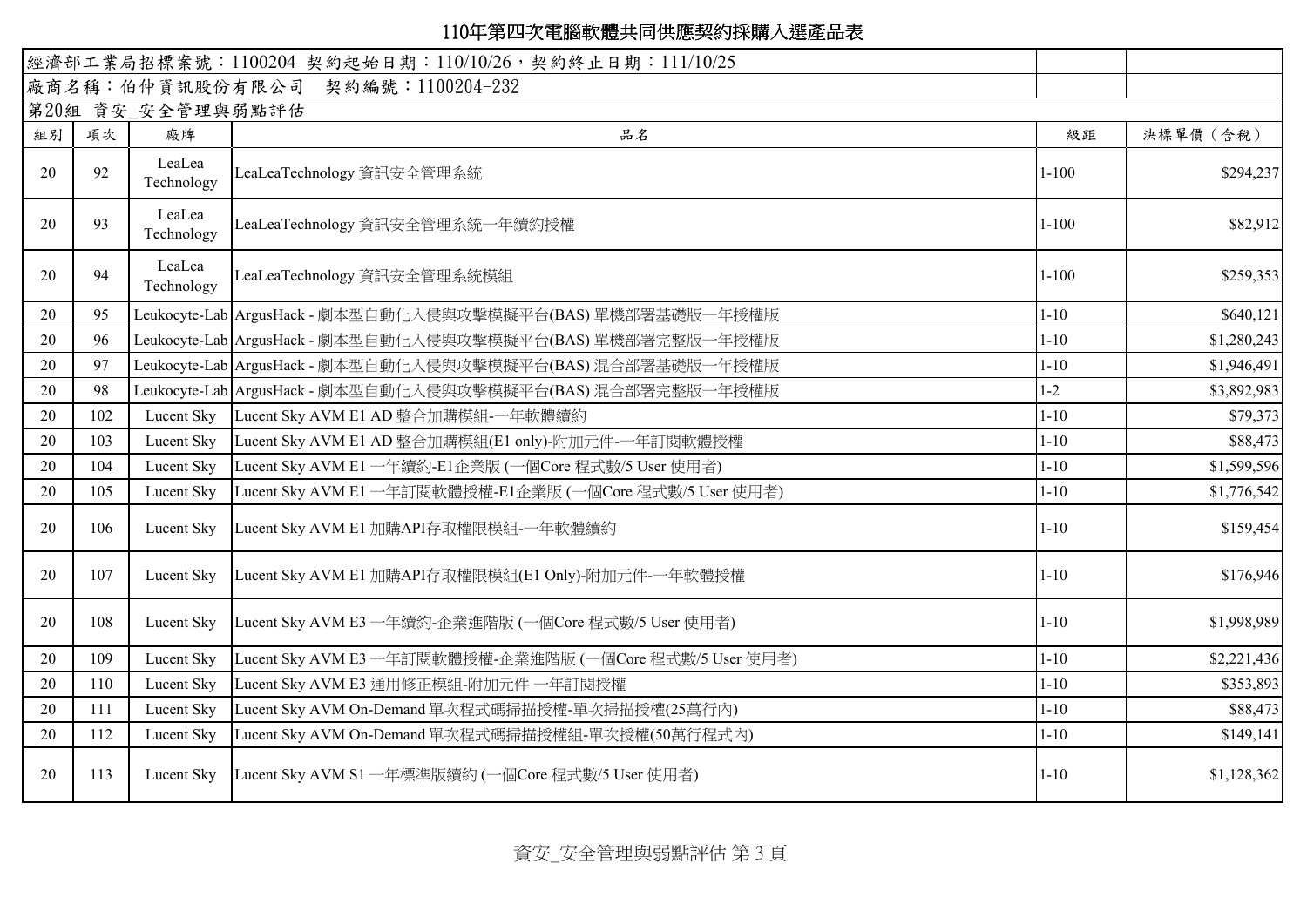# 110年第四次電腦軟體共同供應契約採購入選產品表

| 經濟部工業局招標案號：1100204 契約起始日期：110/10/26，契約終止日期：111/10/25 | | | | | |
|---|---|---|---|---|---|
| 廠商名稱：伯仲資訊股份有限公司　契約編號：1100204-232 | | | | | |
| 第20組　資安_安全管理與弱點評估 | | | | | |
| 組別 | 項次 | 廠牌 | 品名 | 級距 | 決標單價（含稅） |
| 20 | 92 | LeaLea Technology | LeaLeaTechnology 資訊安全管理系統 | 1-100 | $294,237 |
| 20 | 93 | LeaLea Technology | LeaLeaTechnology 資訊安全管理系統一年續約授權 | 1-100 | $82,912 |
| 20 | 94 | LeaLea Technology | LeaLeaTechnology 資訊安全管理系統模組 | 1-100 | $259,353 |
| 20 | 95 | Leukocyte-Lab | ArgusHack - 劇本型自動化入侵與攻擊模擬平台(BAS) 單機部署基礎版一年授權版 | 1-10 | $640,121 |
| 20 | 96 | Leukocyte-Lab | ArgusHack - 劇本型自動化入侵與攻擊模擬平台(BAS) 單機部署完整版一年授權版 | 1-10 | $1,280,243 |
| 20 | 97 | Leukocyte-Lab | ArgusHack - 劇本型自動化入侵與攻擊模擬平台(BAS) 混合部署基礎版一年授權版 | 1-10 | $1,946,491 |
| 20 | 98 | Leukocyte-Lab | ArgusHack - 劇本型自動化入侵與攻擊模擬平台(BAS) 混合部署完整版一年授權版 | 1-2 | $3,892,983 |
| 20 | 102 | Lucent Sky | Lucent Sky AVM E1 AD 整合加購模組-一年軟體續約 | 1-10 | $79,373 |
| 20 | 103 | Lucent Sky | Lucent Sky AVM E1 AD 整合加購模組(E1 only)-附加元件-一年訂閱軟體授權 | 1-10 | $88,473 |
| 20 | 104 | Lucent Sky | Lucent Sky AVM E1 一年續約-E1企業版 (一個Core 程式數/5 User 使用者) | 1-10 | $1,599,596 |
| 20 | 105 | Lucent Sky | Lucent Sky AVM E1 一年訂閱軟體授權-E1企業版 (一個Core 程式數/5 User 使用者) | 1-10 | $1,776,542 |
| 20 | 106 | Lucent Sky | Lucent Sky AVM E1 加購API存取權限模組-一年軟體續約 | 1-10 | $159,454 |
| 20 | 107 | Lucent Sky | Lucent Sky AVM E1 加購API存取權限模組(E1 Only)-附加元件-一年軟體授權 | 1-10 | $176,946 |
| 20 | 108 | Lucent Sky | Lucent Sky AVM E3 一年續約-企業進階版 (一個Core 程式數/5 User 使用者) | 1-10 | $1,998,989 |
| 20 | 109 | Lucent Sky | Lucent Sky AVM E3 一年訂閱軟體授權-企業進階版 (一個Core 程式數/5 User 使用者) | 1-10 | $2,221,436 |
| 20 | 110 | Lucent Sky | Lucent Sky AVM E3 通用修正模組-附加元件 一年訂閱授權 | 1-10 | $353,893 |
| 20 | 111 | Lucent Sky | Lucent Sky AVM On-Demand 單次程式碼掃描授權-單次掃描授權(25萬行內) | 1-10 | $88,473 |
| 20 | 112 | Lucent Sky | Lucent Sky AVM On-Demand 單次程式碼掃描授權組-單次授權(50萬行程式內) | 1-10 | $149,141 |
| 20 | 113 | Lucent Sky | Lucent Sky AVM S1 一年標準版續約 (一個Core 程式數/5 User 使用者) | 1-10 | $1,128,362 |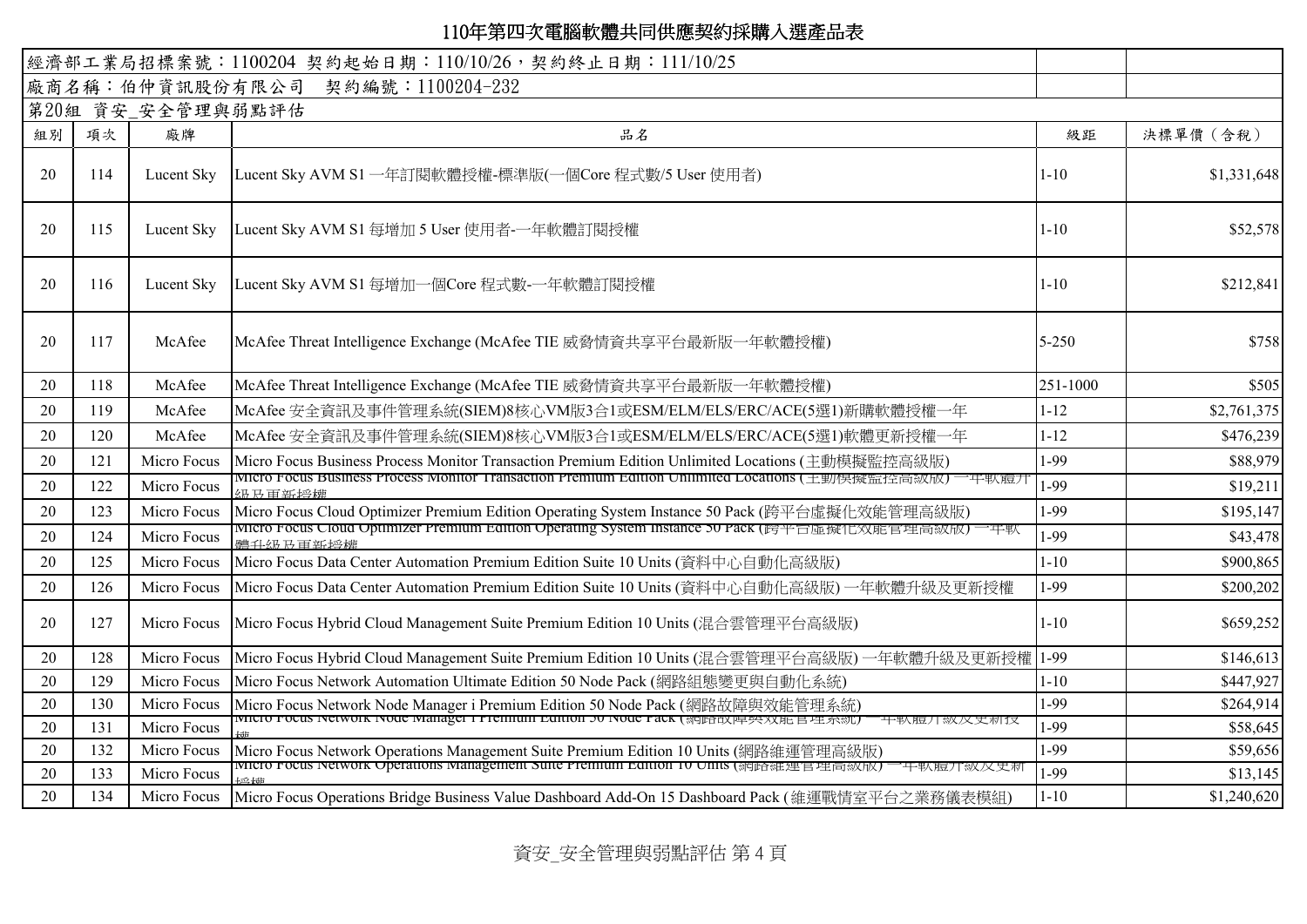# 110年第四次電腦軟體共同供應契約採購入選產品表

經濟部工業局招標案號：1100204 契約起始日期：110/10/26，契約終止日期：111/10/25

廠商名稱：伯仲資訊股份有限公司　契約編號：1100204-232

第20組 資安_安全管理與弱點評估

| 組別 | 項次 | 廠牌 | 品名 | 級距 | 決標單價（含稅） |
|---|---|---|---|---|---|
| 20 | 114 | Lucent Sky | Lucent Sky AVM S1 一年訂閱軟體授權-標準版(一個Core 程式數/5 User 使用者) | 1-10 | $1,331,648 |
| 20 | 115 | Lucent Sky | Lucent Sky AVM S1 每增加 5 User 使用者-一年軟體訂閱授權 | 1-10 | $52,578 |
| 20 | 116 | Lucent Sky | Lucent Sky AVM S1 每增加一個Core 程式數-一年軟體訂閱授權 | 1-10 | $212,841 |
| 20 | 117 | McAfee | McAfee Threat Intelligence Exchange (McAfee TIE 威脅情資共享平台最新版一年軟體授權) | 5-250 | $758 |
| 20 | 118 | McAfee | McAfee Threat Intelligence Exchange (McAfee TIE 威脅情資共享平台最新版一年軟體授權) | 251-1000 | $505 |
| 20 | 119 | McAfee | McAfee 安全資訊及事件管理系統(SIEM)8核心VM版3合1或ESM/ELM/ELS/ERC/ACE(5選1)新購軟體授權一年 | 1-12 | $2,761,375 |
| 20 | 120 | McAfee | McAfee 安全資訊及事件管理系統(SIEM)8核心VM版3合1或ESM/ELM/ELS/ERC/ACE(5選1)軟體更新授權一年 | 1-12 | $476,239 |
| 20 | 121 | Micro Focus | Micro Focus Business Process Monitor Transaction Premium Edition Unlimited Locations (主動模擬監控高級版) | 1-99 | $88,979 |
| 20 | 122 | Micro Focus | Micro Focus Business Process Monitor Transaction Premium Edition Unlimited Locations (主動模擬監控高級版) 一年軟體升級及更新授權 | 1-99 | $19,211 |
| 20 | 123 | Micro Focus | Micro Focus Cloud Optimizer Premium Edition Operating System Instance 50 Pack (跨平台虛擬化效能管理高級版) | 1-99 | $195,147 |
| 20 | 124 | Micro Focus | Micro Focus Cloud Optimizer Premium Edition Operating System Instance 50 Pack (跨平台虛擬化效能管理高級版) 一年軟體升級及更新授權 | 1-99 | $43,478 |
| 20 | 125 | Micro Focus | Micro Focus Data Center Automation Premium Edition Suite 10 Units (資料中心自動化高級版) | 1-10 | $900,865 |
| 20 | 126 | Micro Focus | Micro Focus Data Center Automation Premium Edition Suite 10 Units (資料中心自動化高級版) 一年軟體升級及更新授權 | 1-99 | $200,202 |
| 20 | 127 | Micro Focus | Micro Focus Hybrid Cloud Management Suite Premium Edition 10 Units (混合雲管理平台高級版) | 1-10 | $659,252 |
| 20 | 128 | Micro Focus | Micro Focus Hybrid Cloud Management Suite Premium Edition 10 Units (混合雲管理平台高級版) 一年軟體升級及更新授權 | 1-99 | $146,613 |
| 20 | 129 | Micro Focus | Micro Focus Network Automation Ultimate Edition 50 Node Pack (網路組態變更與自動化系統) | 1-10 | $447,927 |
| 20 | 130 | Micro Focus | Micro Focus Network Node Manager i Premium Edition 50 Node Pack (網路故障與效能管理系統) | 1-99 | $264,914 |
| 20 | 131 | Micro Focus | Micro Focus Network Node Manager i Premium Edition 50 Node Pack (網路故障與效能管理系統) 一年軟體升級及更新授權 | 1-99 | $58,645 |
| 20 | 132 | Micro Focus | Micro Focus Network Operations Management Suite Premium Edition 10 Units (網路維運管理高級版) | 1-99 | $59,656 |
| 20 | 133 | Micro Focus | Micro Focus Network Operations Management Suite Premium Edition 10 Units (網路維運管理高級版) 一年軟體升級及更新授權 | 1-99 | $13,145 |
| 20 | 134 | Micro Focus | Micro Focus Operations Bridge Business Value Dashboard Add-On 15 Dashboard Pack (維運戰情室平台之業務儀表模組) | 1-10 | $1,240,620 |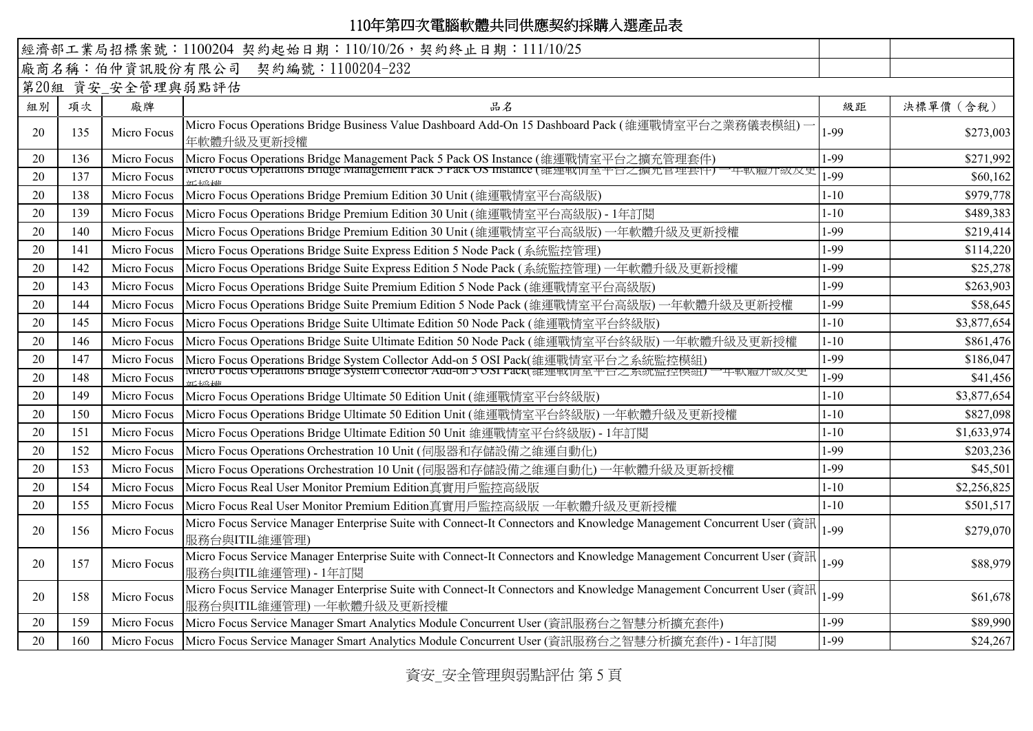# 110年第四次電腦軟體共同供應契約採購入選產品表

經濟部工業局招標案號：1100204 契約起始日期：110/10/26，契約終止日期：111/10/25

廠商名稱：伯仲資訊股份有限公司 契約編號：1100204-232

第20組 資安_安全管理與弱點評估

| 組別 | 項次 | 廠牌 | 品名 | 級距 | 決標單價（含稅） |
|---|---|---|---|---|---|
| 20 | 135 | Micro Focus | Micro Focus Operations Bridge Business Value Dashboard Add-On 15 Dashboard Pack (維運戰情室平台之業務儀表模組) 一年軟體升級及更新授權 | 1-99 | $273,003 |
| 20 | 136 | Micro Focus | Micro Focus Operations Bridge Management Pack 5 Pack OS Instance (維運戰情室平台之擴充管理套件) | 1-99 | $271,992 |
| 20 | 137 | Micro Focus | Micro Focus Operations Bridge Management Pack 5 Pack OS Instance (維運戰情室平台之擴充管理套件) 一年軟體升級及更新授權 | 1-99 | $60,162 |
| 20 | 138 | Micro Focus | Micro Focus Operations Bridge Premium Edition 30 Unit (維運戰情室平台高級版) | 1-10 | $979,778 |
| 20 | 139 | Micro Focus | Micro Focus Operations Bridge Premium Edition 30 Unit (維運戰情室平台高級版) - 1年訂閱 | 1-10 | $489,383 |
| 20 | 140 | Micro Focus | Micro Focus Operations Bridge Premium Edition 30 Unit (維運戰情室平台高級版) 一年軟體升級及更新授權 | 1-99 | $219,414 |
| 20 | 141 | Micro Focus | Micro Focus Operations Bridge Suite Express Edition 5 Node Pack (系統監控管理) | 1-99 | $114,220 |
| 20 | 142 | Micro Focus | Micro Focus Operations Bridge Suite Express Edition 5 Node Pack (系統監控管理) 一年軟體升級及更新授權 | 1-99 | $25,278 |
| 20 | 143 | Micro Focus | Micro Focus Operations Bridge Suite Premium Edition 5 Node Pack (維運戰情室平台高級版) | 1-99 | $263,903 |
| 20 | 144 | Micro Focus | Micro Focus Operations Bridge Suite Premium Edition 5 Node Pack (維運戰情室平台高級版) 一年軟體升級及更新授權 | 1-99 | $58,645 |
| 20 | 145 | Micro Focus | Micro Focus Operations Bridge Suite Ultimate Edition 50 Node Pack (維運戰情室平台終級版) | 1-10 | $3,877,654 |
| 20 | 146 | Micro Focus | Micro Focus Operations Bridge Suite Ultimate Edition 50 Node Pack (維運戰情室平台終級版) 一年軟體升級及更新授權 | 1-10 | $861,476 |
| 20 | 147 | Micro Focus | Micro Focus Operations Bridge System Collector Add-on 5 OSI Pack(維運戰情室平台之系統監控模組) | 1-99 | $186,047 |
| 20 | 148 | Micro Focus | Micro Focus Operations Bridge System Collector Add-on 5 OSI Pack(維運戰情室平台之系統監控模組) 一年軟體升級及更新授權 | 1-99 | $41,456 |
| 20 | 149 | Micro Focus | Micro Focus Operations Bridge Ultimate 50 Edition Unit (維運戰情室平台終級版) | 1-10 | $3,877,654 |
| 20 | 150 | Micro Focus | Micro Focus Operations Bridge Ultimate 50 Edition Unit (維運戰情室平台終級版) 一年軟體升級及更新授權 | 1-10 | $827,098 |
| 20 | 151 | Micro Focus | Micro Focus Operations Bridge Ultimate Edition 50 Unit 維運戰情室平台終級版) - 1年訂閱 | 1-10 | $1,633,974 |
| 20 | 152 | Micro Focus | Micro Focus Operations Orchestration 10 Unit (伺服器和存儲設備之維運自動化) | 1-99 | $203,236 |
| 20 | 153 | Micro Focus | Micro Focus Operations Orchestration 10 Unit (伺服器和存儲設備之維運自動化) 一年軟體升級及更新授權 | 1-99 | $45,501 |
| 20 | 154 | Micro Focus | Micro Focus Real User Monitor Premium Edition真實用戶監控高級版 | 1-10 | $2,256,825 |
| 20 | 155 | Micro Focus | Micro Focus Real User Monitor Premium Edition真實用戶監控高級版 一年軟體升級及更新授權 | 1-10 | $501,517 |
| 20 | 156 | Micro Focus | Micro Focus Service Manager Enterprise Suite with Connect-It Connectors and Knowledge Management Concurrent User (資訊服務台與ITIL維運管理) | 1-99 | $279,070 |
| 20 | 157 | Micro Focus | Micro Focus Service Manager Enterprise Suite with Connect-It Connectors and Knowledge Management Concurrent User (資訊服務台與ITIL維運管理) - 1年訂閱 | 1-99 | $88,979 |
| 20 | 158 | Micro Focus | Micro Focus Service Manager Enterprise Suite with Connect-It Connectors and Knowledge Management Concurrent User (資訊服務台與ITIL維運管理) 一年軟體升級及更新授權 | 1-99 | $61,678 |
| 20 | 159 | Micro Focus | Micro Focus Service Manager Smart Analytics Module Concurrent User (資訊服務台之智慧分析擴充套件) | 1-99 | $89,990 |
| 20 | 160 | Micro Focus | Micro Focus Service Manager Smart Analytics Module Concurrent User (資訊服務台之智慧分析擴充套件) - 1年訂閱 | 1-99 | $24,267 |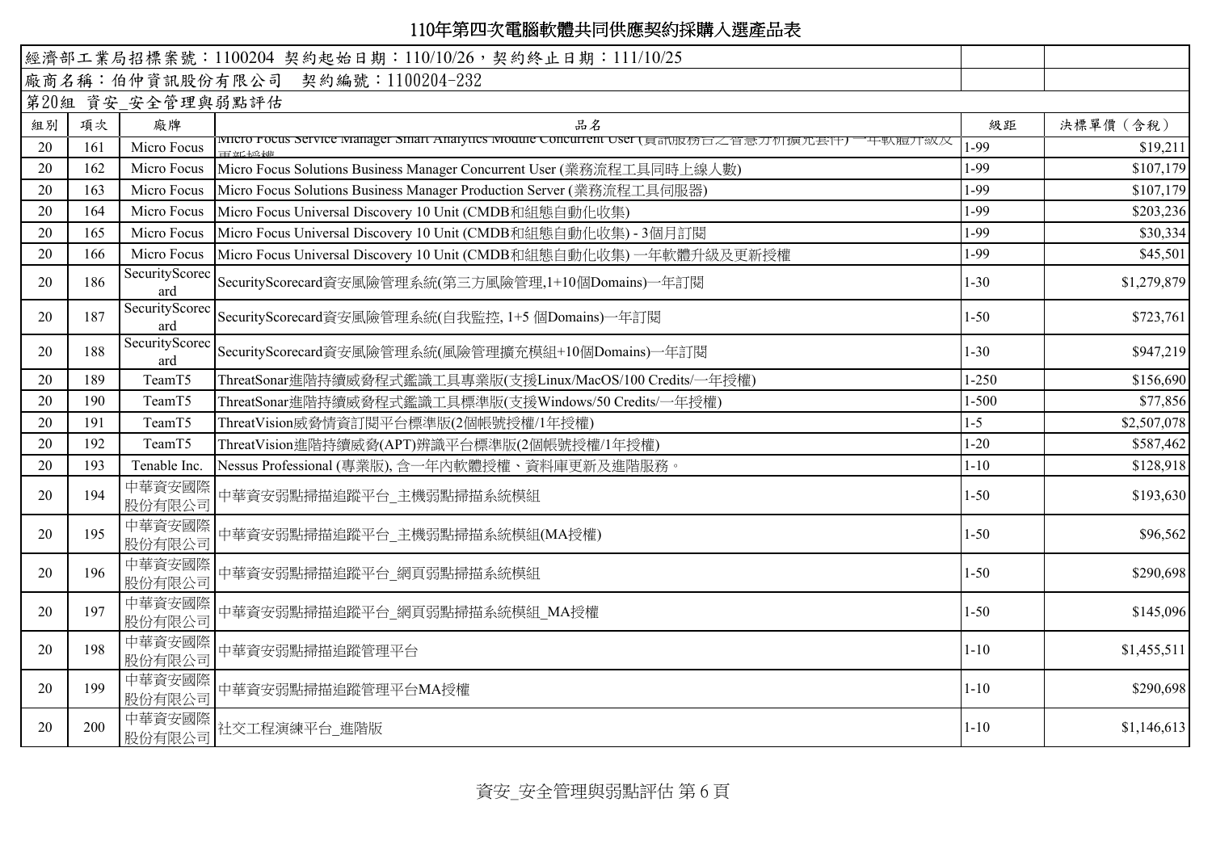# 110年第四次電腦軟體共同供應契約採購入選產品表

經濟部工業局招標案號：1100204 契約起始日期：110/10/26，契約終止日期：111/10/25

廠商名稱：伯仲資訊股份有限公司 契約編號：1100204-232

第20組 資安_安全管理與弱點評估

| 組別 | 項次 | 廠牌 | 品名 | 級距 | 決標單價（含稅） |
|---|---|---|---|---|---|
| 20 | 161 | Micro Focus | Micro Focus Service Manager Smart Analytics Module Concurrent User (資訊服務台之智慧分析擴充套件) 一年軟體升級及更新授權 | 1-99 | $19,211 |
| 20 | 162 | Micro Focus | Micro Focus Solutions Business Manager Concurrent User (業務流程工具同時上線人數) | 1-99 | $107,179 |
| 20 | 163 | Micro Focus | Micro Focus Solutions Business Manager Production Server (業務流程工具伺服器) | 1-99 | $107,179 |
| 20 | 164 | Micro Focus | Micro Focus Universal Discovery 10 Unit (CMDB和組態自動化收集) | 1-99 | $203,236 |
| 20 | 165 | Micro Focus | Micro Focus Universal Discovery 10 Unit (CMDB和組態自動化收集) - 3個月訂閱 | 1-99 | $30,334 |
| 20 | 166 | Micro Focus | Micro Focus Universal Discovery 10 Unit (CMDB和組態自動化收集) 一年軟體升級及更新授權 | 1-99 | $45,501 |
| 20 | 186 | SecurityScorecard | SecurityScorecard資安風險管理系統(第三方風險管理,1+10個Domains)一年訂閱 | 1-30 | $1,279,879 |
| 20 | 187 | SecurityScorecard | SecurityScorecard資安風險管理系統(自我監控, 1+5 個Domains)一年訂閱 | 1-50 | $723,761 |
| 20 | 188 | SecurityScorecard | SecurityScorecard資安風險管理系統(風險管理擴充模組+10個Domains)一年訂閱 | 1-30 | $947,219 |
| 20 | 189 | TeamT5 | ThreatSonar進階持續威脅程式鑑識工具專業版(支援Linux/MacOS/100 Credits/一年授權) | 1-250 | $156,690 |
| 20 | 190 | TeamT5 | ThreatSonar進階持續威脅程式鑑識工具標準版(支援Windows/50 Credits/一年授權) | 1-500 | $77,856 |
| 20 | 191 | TeamT5 | ThreatVision威脅情資訂閱平台標準版(2個帳號授權/1年授權) | 1-5 | $2,507,078 |
| 20 | 192 | TeamT5 | ThreatVision進階持續威脅(APT)辨識平台標準版(2個帳號授權/1年授權) | 1-20 | $587,462 |
| 20 | 193 | Tenable Inc. | Nessus Professional (專業版), 含一年內軟體授權、資料庫更新及進階服務。 | 1-10 | $128,918 |
| 20 | 194 | 中華資安國際股份有限公司 | 中華資安弱點掃描追蹤平台_主機弱點掃描系統模組 | 1-50 | $193,630 |
| 20 | 195 | 中華資安國際股份有限公司 | 中華資安弱點掃描追蹤平台_主機弱點掃描系統模組(MA授權) | 1-50 | $96,562 |
| 20 | 196 | 中華資安國際股份有限公司 | 中華資安弱點掃描追蹤平台_網頁弱點掃描系統模組 | 1-50 | $290,698 |
| 20 | 197 | 中華資安國際股份有限公司 | 中華資安弱點掃描追蹤平台_網頁弱點掃描系統模組_MA授權 | 1-50 | $145,096 |
| 20 | 198 | 中華資安國際股份有限公司 | 中華資安弱點掃描追蹤管理平台 | 1-10 | $1,455,511 |
| 20 | 199 | 中華資安國際股份有限公司 | 中華資安弱點掃描追蹤管理平台MA授權 | 1-10 | $290,698 |
| 20 | 200 | 中華資安國際股份有限公司 | 社交工程演練平台_進階版 | 1-10 | $1,146,613 |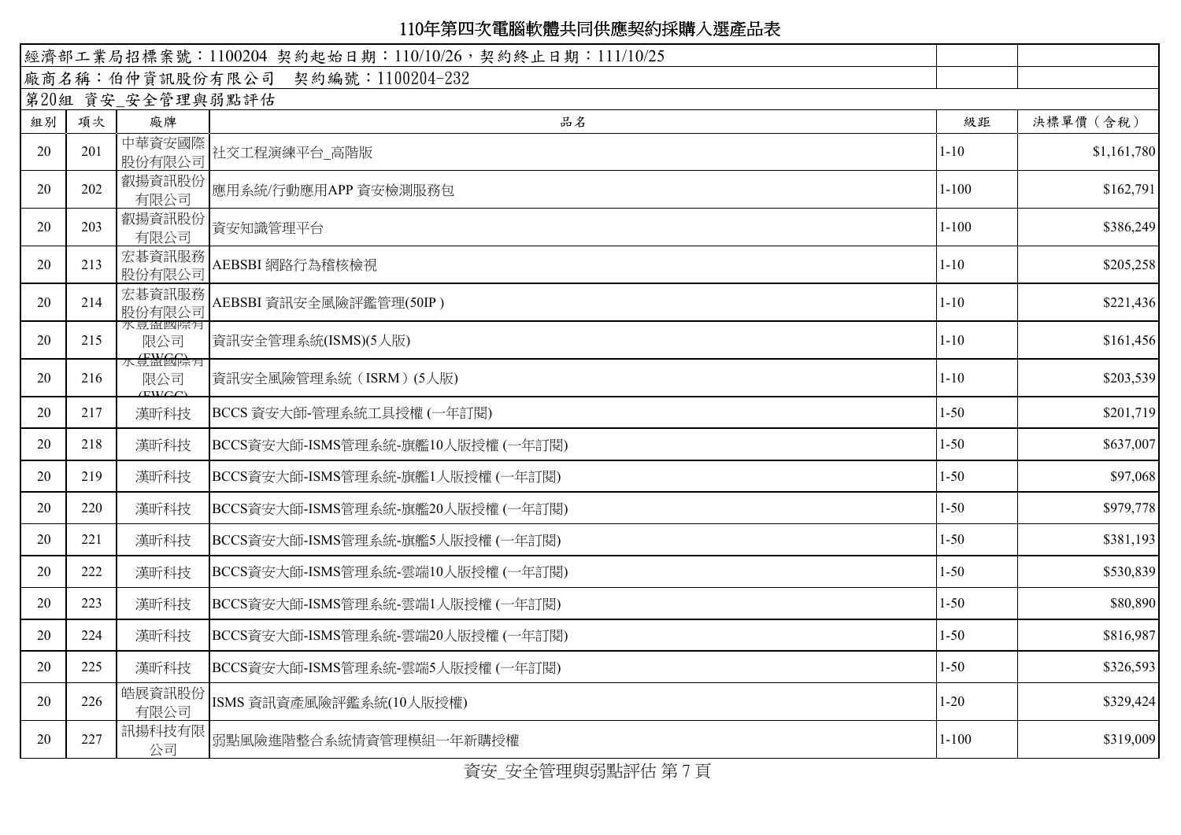# 110年第四次電腦軟體共同供應契約採購入選產品表

經濟部工業局招標案號：1100204 契約起始日期：110/10/26，契約終止日期：111/10/25

廠商名稱：伯仲資訊股份有限公司 契約編號：1100204-232

第20組 資安_安全管理與弱點評估

| 組別 | 項次 | 廠牌 | 品名 | 級距 | 決標單價（含稅） |
|---|---|---|---|---|---|
| 20 | 201 | 中華資安國際股份有限公司 | 社交工程演練平台_高階版 | 1-10 | $1,161,780 |
| 20 | 202 | 叡揚資訊股份有限公司 | 應用系統/行動應用APP 資安檢測服務包 | 1-100 | $162,791 |
| 20 | 203 | 叡揚資訊股份有限公司 | 資安知識管理平台 | 1-100 | $386,249 |
| 20 | 213 | 宏碁資訊服務股份有限公司 | AEBSBI 網路行為稽核檢視 | 1-10 | $205,258 |
| 20 | 214 | 宏碁資訊服務股份有限公司 | AEBSBI 資訊安全風險評鑑管理(50IP ) | 1-10 | $221,436 |
| 20 | 215 | 永豐盈國際有限公司(EWGC) | 資訊安全管理系統(ISMS)(5人版) | 1-10 | $161,456 |
| 20 | 216 | 永豐盈國際有限公司(EWGC) | 資訊安全風險管理系統（ISRM）(5人版) | 1-10 | $203,539 |
| 20 | 217 | 漢昕科技 | BCCS 資安大師-管理系統工具授權 (一年訂閱) | 1-50 | $201,719 |
| 20 | 218 | 漢昕科技 | BCCS資安大師-ISMS管理系統-旗艦10人版授權 (一年訂閱) | 1-50 | $637,007 |
| 20 | 219 | 漢昕科技 | BCCS資安大師-ISMS管理系統-旗艦1人版授權 (一年訂閱) | 1-50 | $97,068 |
| 20 | 220 | 漢昕科技 | BCCS資安大師-ISMS管理系統-旗艦20人版授權 (一年訂閱) | 1-50 | $979,778 |
| 20 | 221 | 漢昕科技 | BCCS資安大師-ISMS管理系統-旗艦5人版授權 (一年訂閱) | 1-50 | $381,193 |
| 20 | 222 | 漢昕科技 | BCCS資安大師-ISMS管理系統-雲端10人版授權 (一年訂閱) | 1-50 | $530,839 |
| 20 | 223 | 漢昕科技 | BCCS資安大師-ISMS管理系統-雲端1人版授權 (一年訂閱) | 1-50 | $80,890 |
| 20 | 224 | 漢昕科技 | BCCS資安大師-ISMS管理系統-雲端20人版授權 (一年訂閱) | 1-50 | $816,987 |
| 20 | 225 | 漢昕科技 | BCCS資安大師-ISMS管理系統-雲端5人版授權 (一年訂閱) | 1-50 | $326,593 |
| 20 | 226 | 皓展資訊股份有限公司 | ISMS 資訊資產風險評鑑系統(10人版授權) | 1-20 | $329,424 |
| 20 | 227 | 訊揚科技有限公司 | 弱點風險進階整合系統情資管理模組一年新購授權 | 1-100 | $319,009 |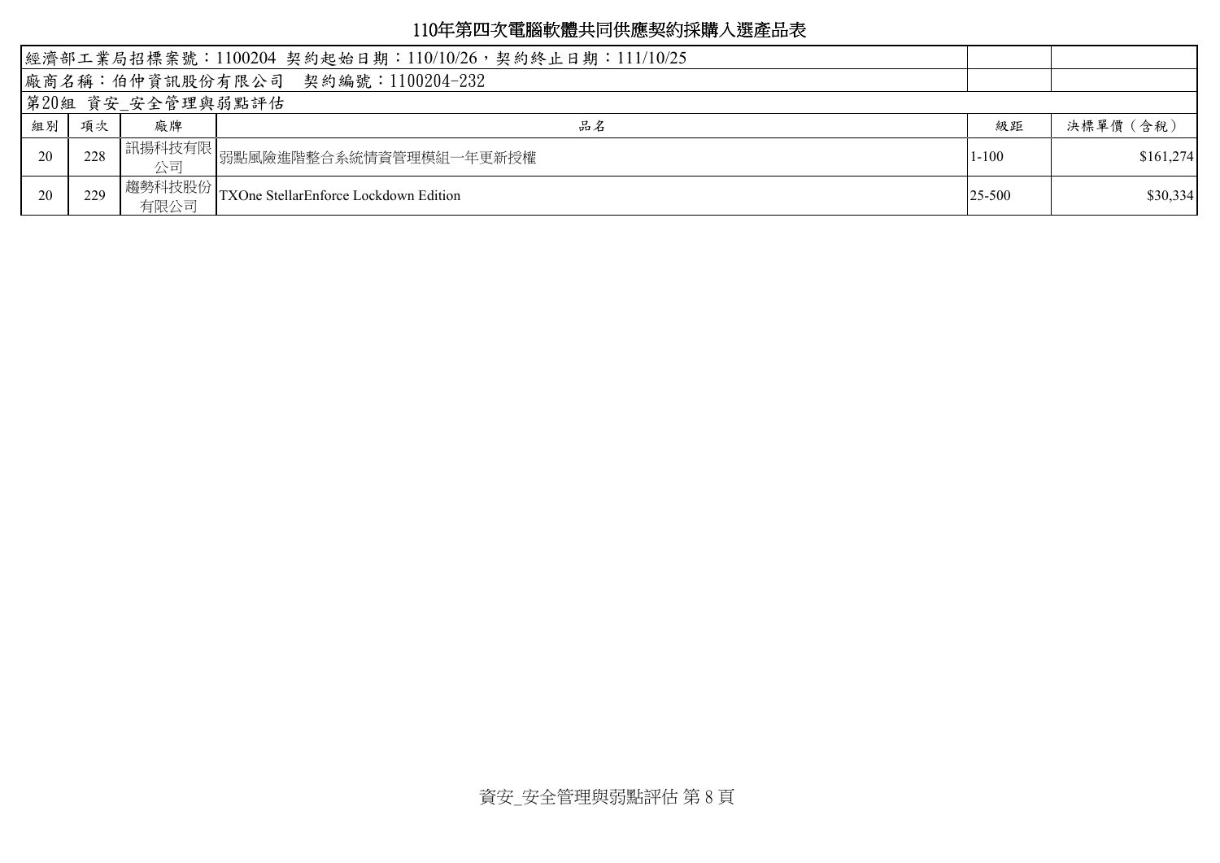# 110年第四次電腦軟體共同供應契約採購入選產品表

經濟部工業局招標案號：1100204 契約起始日期：110/10/26，契約終止日期：111/10/25

廠商名稱：伯仲資訊股份有限公司　契約編號：1100204-232

第20組 資安_安全管理與弱點評估

| 組別 | 項次 | 廠牌 | 品名 | 級距 | 決標單價（含稅） |
|---|---|---|---|---|---|
| 20 | 228 | 訊揚科技有限公司 | 弱點風險進階整合系統情資管理模組一年更新授權 | 1-100 | $161,274 |
| 20 | 229 | 趨勢科技股份有限公司 | TXOne StellarEnforce Lockdown Edition | 25-500 | $30,334 |